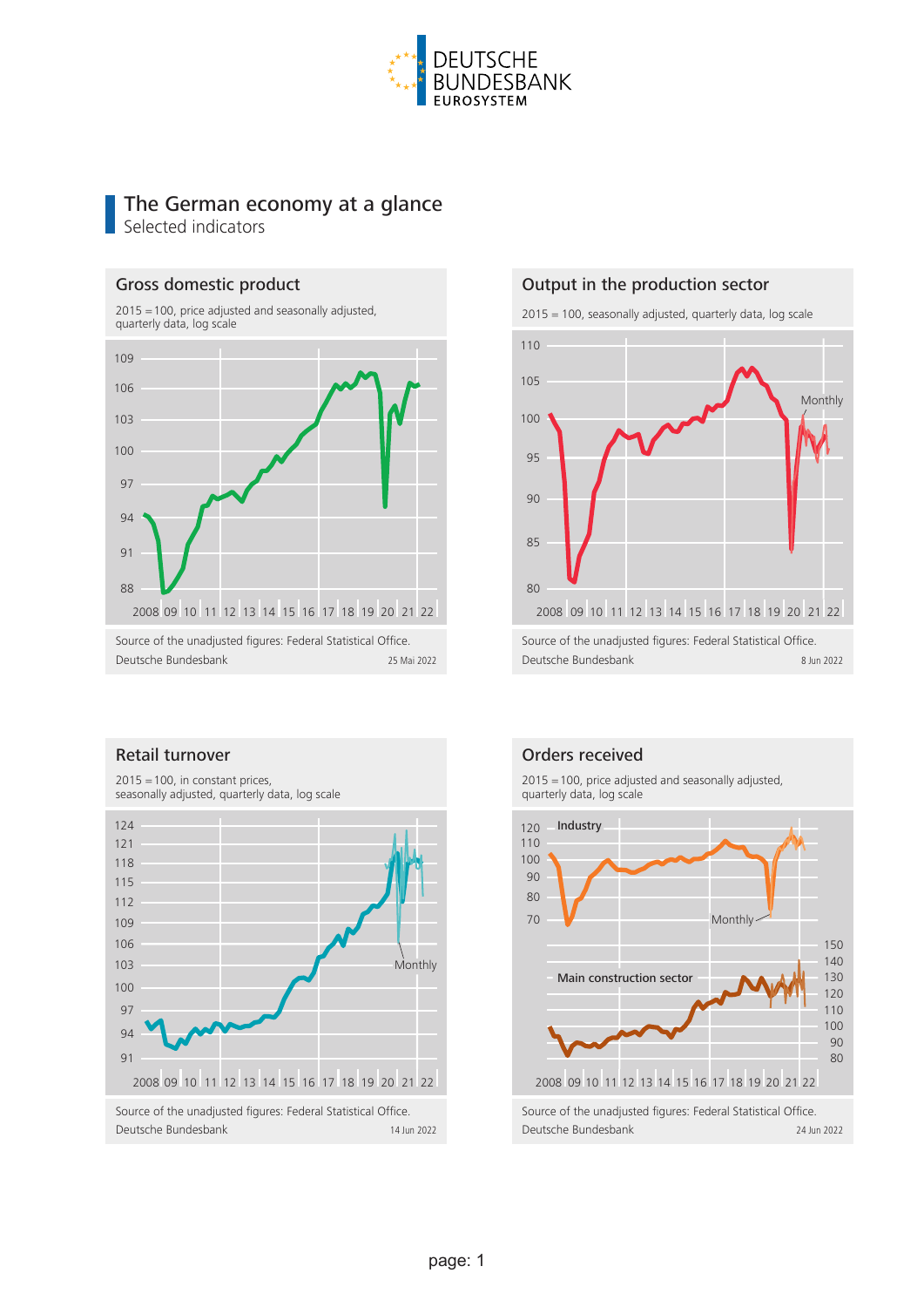DEUTSCHE BUNDESBANK
EUROSYSTEM

# The German economy at a glance

Selected indicators

## Gross domestic product

2015 = 100, price adjusted and seasonally adjusted, quarterly data, log scale

Source of the unadjusted figures: Federal Statistical Office.
Deutsche Bundesbank 25 Mai 2022

## Output in the production sector

2015 = 100, seasonally adjusted, quarterly data, log scale

Source of the unadjusted figures: Federal Statistical Office.
Deutsche Bundesbank 8 Jun 2022

## Retail turnover

2015 = 100, in constant prices, seasonally adjusted, quarterly data, log scale

Source of the unadjusted figures: Federal Statistical Office.
Deutsche Bundesbank 14 Jun 2022

## Orders received

2015 = 100, price adjusted and seasonally adjusted, quarterly data, log scale

Source of the unadjusted figures: Federal Statistical Office.
Deutsche Bundesbank 24 Jun 2022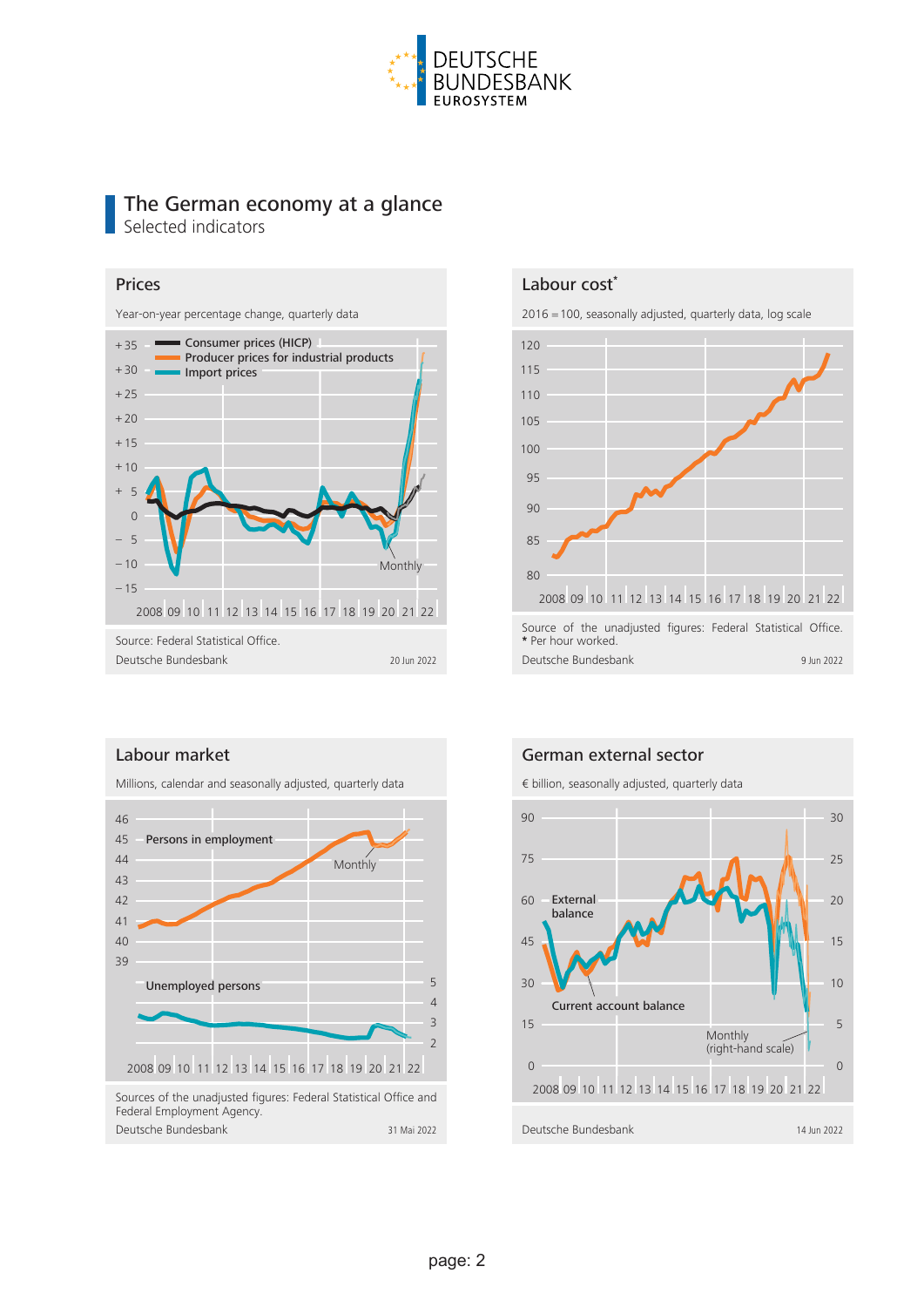# The German economy at a glance

Selected indicators

## Prices

Year-on-year percentage change, quarterly data

Consumer prices (HICP)
Producer prices for industrial products
Import prices

Monthly

Source: Federal Statistical Office.
Deutsche Bundesbank 20 Jun 2022

## Labour cost*

2016 = 100, seasonally adjusted, quarterly data, log scale

Source of the unadjusted figures: Federal Statistical Office.
* Per hour worked.
Deutsche Bundesbank 9 Jun 2022

## Labour market

Millions, calendar and seasonally adjusted, quarterly data

Persons in employment

Monthly

Unemployed persons

Sources of the unadjusted figures: Federal Statistical Office and Federal Employment Agency.
Deutsche Bundesbank 31 Mai 2022

## German external sector

€ billion, seasonally adjusted, quarterly data

External balance

Current account balance

Monthly (right-hand scale)

Deutsche Bundesbank 14 Jun 2022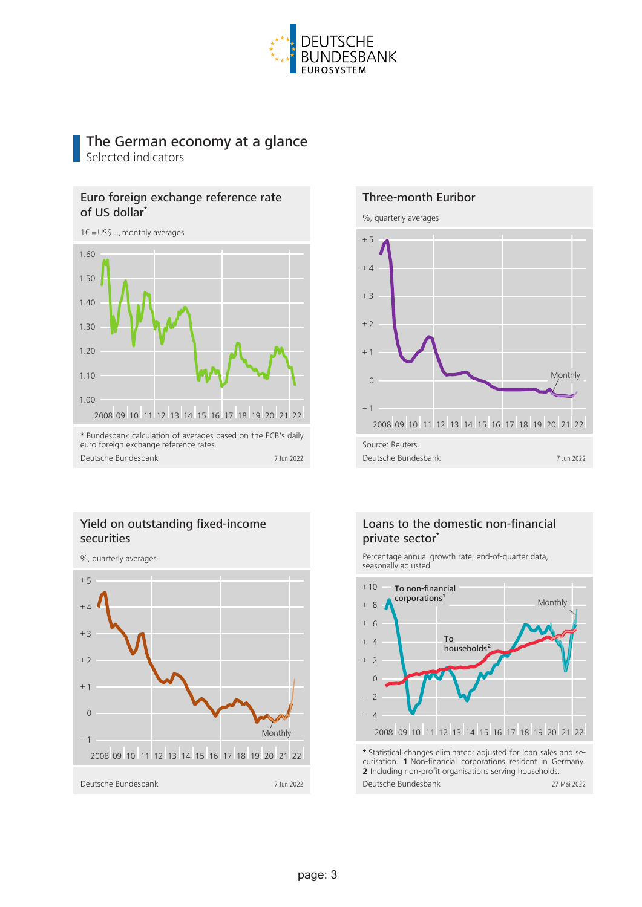# The German economy at a glance

Selected indicators

## Euro foreign exchange reference rate of US dollar*

1€ = US$..., monthly averages

\* Bundesbank calculation of averages based on the ECB's daily euro foreign exchange reference rates.

Deutsche Bundesbank 7 Jun 2022

## Three-month Euribor

%, quarterly averages

Source: Reuters.

Deutsche Bundesbank 7 Jun 2022

## Yield on outstanding fixed-income securities

%, quarterly averages

Deutsche Bundesbank 7 Jun 2022

## Loans to the domestic non-financial private sector*

Percentage annual growth rate, end-of-quarter data, seasonally adjusted

\* Statistical changes eliminated; adjusted for loan sales and securisation. **1** Non-financial corporations resident in Germany. **2** Including non-profit organisations serving households.

Deutsche Bundesbank 27 Mai 2022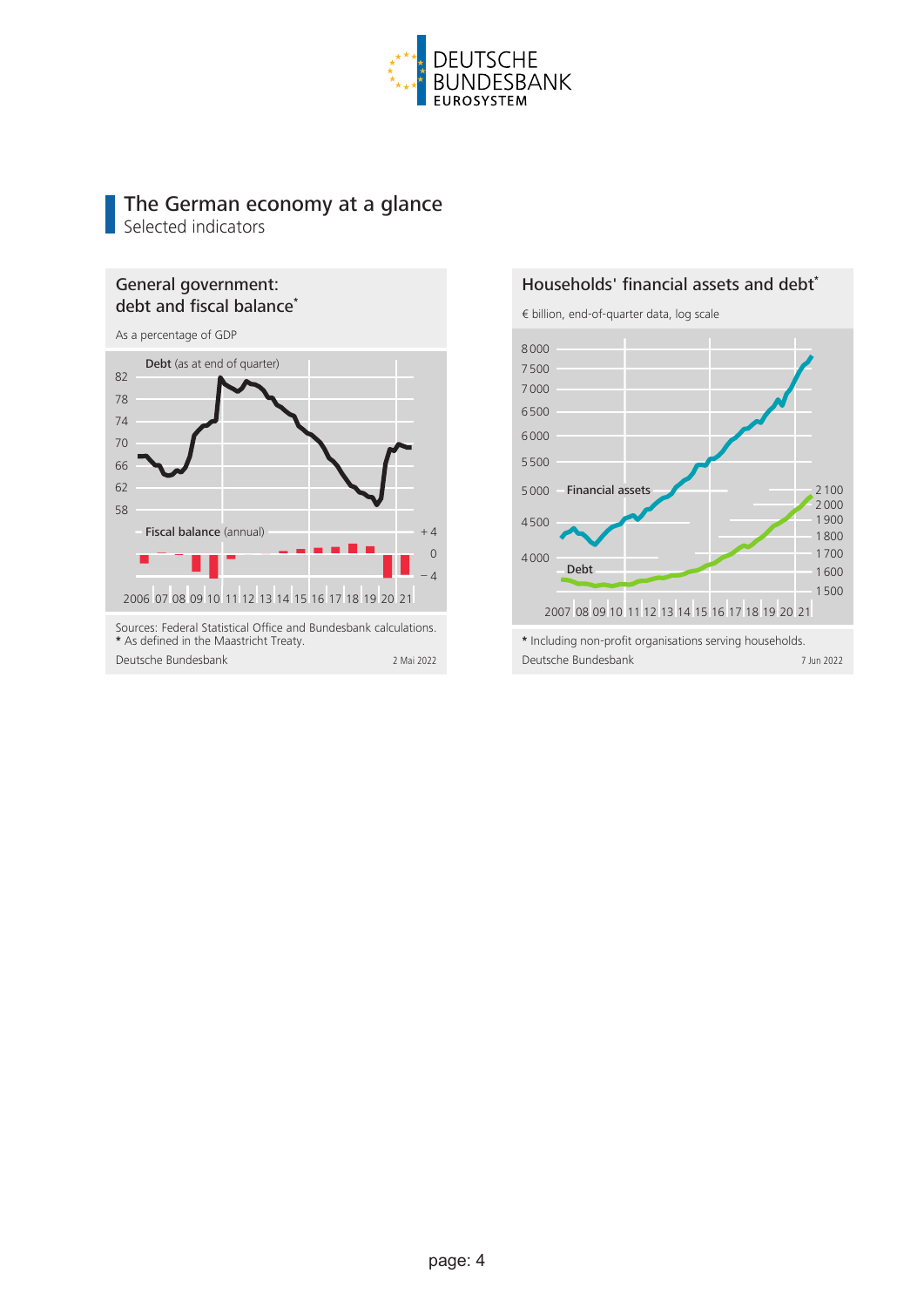# The German economy at a glance

Selected indicators

## General government: debt and fiscal balance*

As a percentage of GDP

**Debt** (as at end of quarter)

82
78
74
70
66
62
58

**Fiscal balance** (annual)

+ 4
0
− 4

2006 07 08 09 10 11 12 13 14 15 16 17 18 19 20 21

Sources: Federal Statistical Office and Bundesbank calculations.
* As defined in the Maastricht Treaty.

Deutsche Bundesbank 2 Mai 2022

## Households' financial assets and debt*

€ billion, end-of-quarter data, log scale

8 000
7 500
7 000
6 500
6 000
5 500
5 000
4 500
4 000

Financial assets

Debt

2 100
2 000
1 900
1 800
1 700
1 600
1 500

2007 08 09 10 11 12 13 14 15 16 17 18 19 20 21

* Including non-profit organisations serving households.

Deutsche Bundesbank 7 Jun 2022